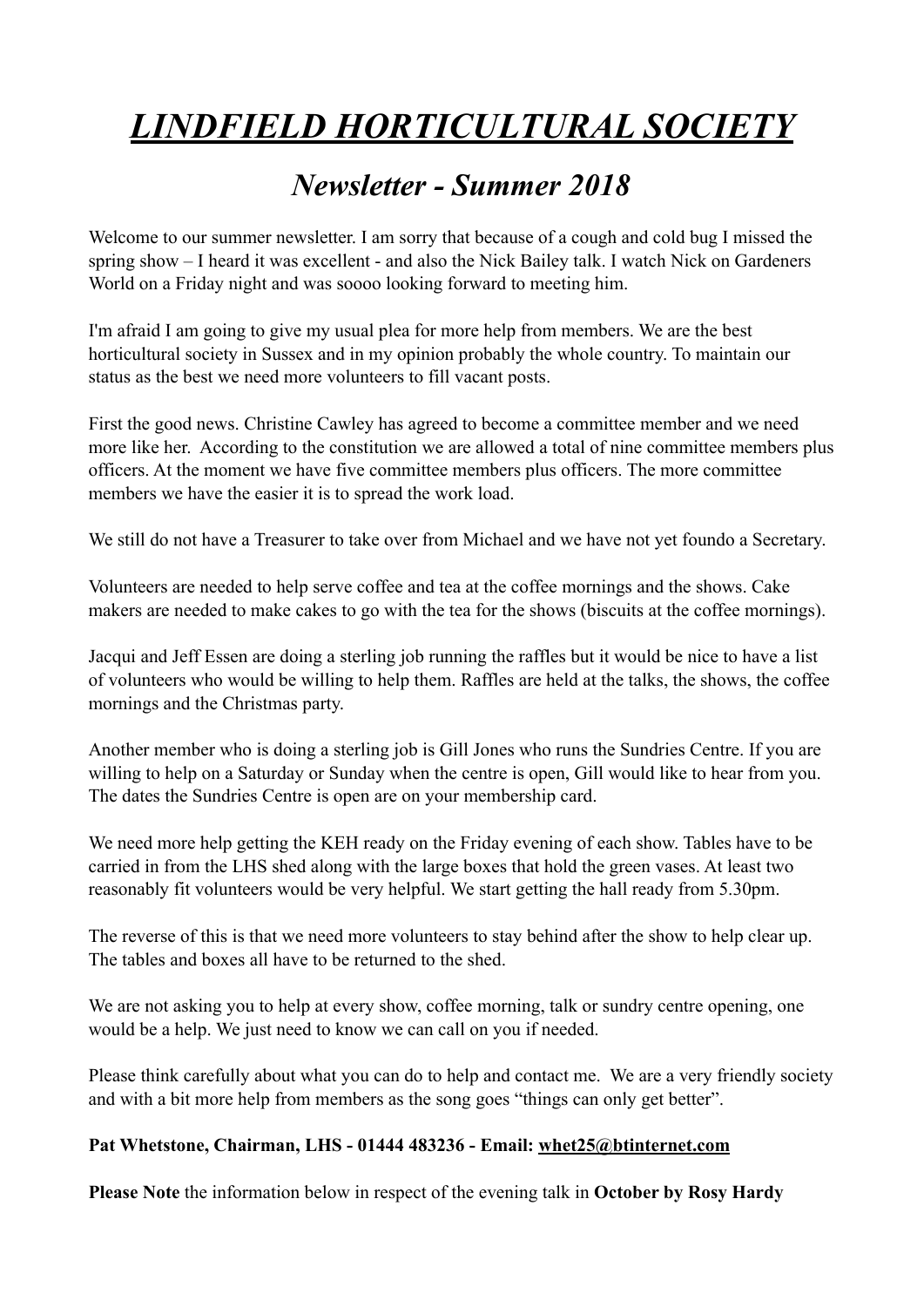#
# *LINDFIELD HORTICULTURAL SOCIETY*

## *Newsletter - Summer 2018*

Welcome to our summer newsletter. I am sorry that because of a cough and cold bug I missed the spring show – I heard it was excellent - and also the Nick Bailey talk. I watch Nick on Gardeners World on a Friday night and was soooo looking forward to meeting him.

I'm afraid I am going to give my usual plea for more help from members. We are the best horticultural society in Sussex and in my opinion probably the whole country. To maintain our status as the best we need more volunteers to fill vacant posts.

First the good news. Christine Cawley has agreed to become a committee member and we need more like her. According to the constitution we are allowed a total of nine committee members plus officers. At the moment we have five committee members plus officers. The more committee members we have the easier it is to spread the work load.

We still do not have a Treasurer to take over from Michael and we have not yet foundo a Secretary.

Volunteers are needed to help serve coffee and tea at the coffee mornings and the shows. Cake makers are needed to make cakes to go with the tea for the shows (biscuits at the coffee mornings).

Jacqui and Jeff Essen are doing a sterling job running the raffles but it would be nice to have a list of volunteers who would be willing to help them. Raffles are held at the talks, the shows, the coffee mornings and the Christmas party.

Another member who is doing a sterling job is Gill Jones who runs the Sundries Centre. If you are willing to help on a Saturday or Sunday when the centre is open, Gill would like to hear from you. The dates the Sundries Centre is open are on your membership card.

We need more help getting the KEH ready on the Friday evening of each show. Tables have to be carried in from the LHS shed along with the large boxes that hold the green vases. At least two reasonably fit volunteers would be very helpful. We start getting the hall ready from 5.30pm.

The reverse of this is that we need more volunteers to stay behind after the show to help clear up. The tables and boxes all have to be returned to the shed.

We are not asking you to help at every show, coffee morning, talk or sundry centre opening, one would be a help. We just need to know we can call on you if needed.

Please think carefully about what you can do to help and contact me. We are a very friendly society and with a bit more help from members as the song goes "things can only get better".

**Pat Whetstone, Chairman, LHS - 01444 483236 - Email: whet25@btinternet.com**

**Please Note** the information below in respect of the evening talk in **October by Rosy Hardy**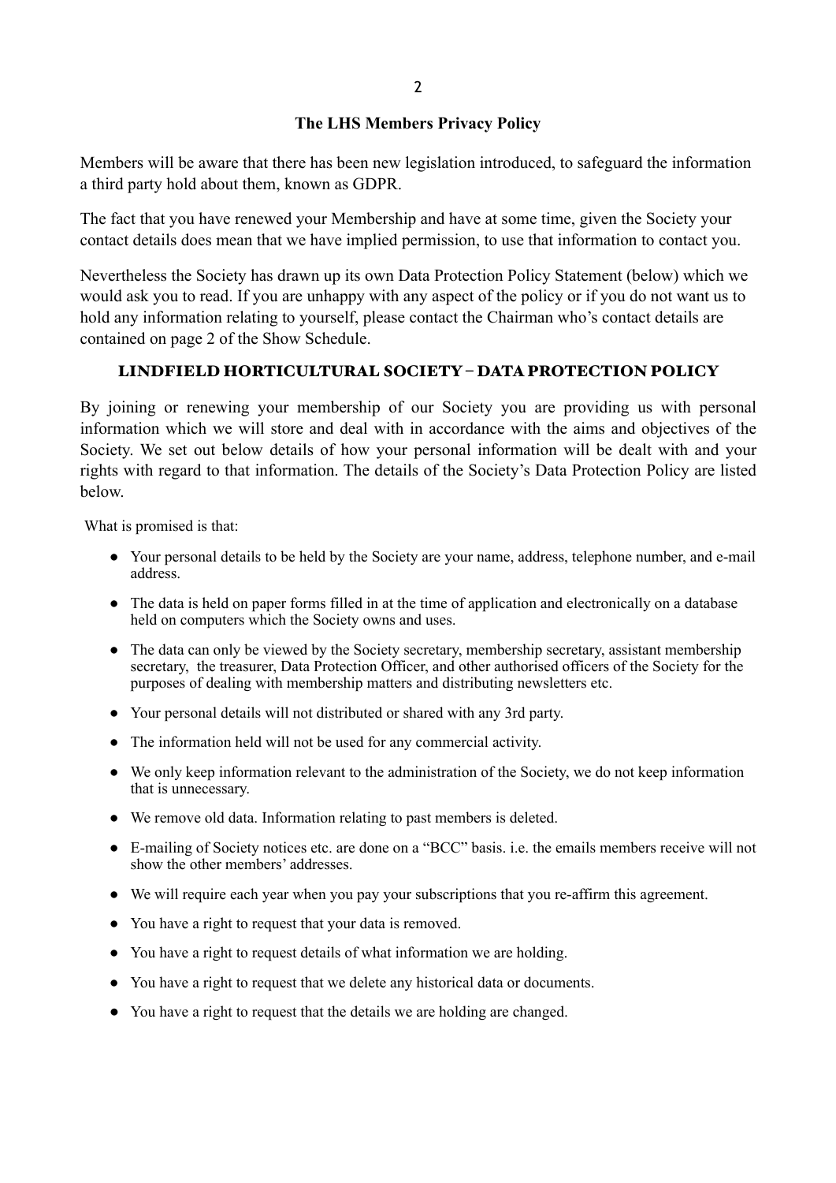## The LHS Members Privacy Policy

Members will be aware that there has been new legislation introduced, to safeguard the information a third party hold about them, known as GDPR.

The fact that you have renewed your Membership and have at some time, given the Society your contact details does mean that we have implied permission, to use that information to contact you.

Nevertheless the Society has drawn up its own Data Protection Policy Statement (below) which we would ask you to read. If you are unhappy with any aspect of the policy or if you do not want us to hold any information relating to yourself, please contact the Chairman who's contact details are contained on page 2 of the Show Schedule.

## LINDFIELD HORTICULTURAL SOCIETY – DATA PROTECTION POLICY

By joining or renewing your membership of our Society you are providing us with personal information which we will store and deal with in accordance with the aims and objectives of the Society. We set out below details of how your personal information will be dealt with and your rights with regard to that information. The details of the Society's Data Protection Policy are listed below.

What is promised is that:

- Your personal details to be held by the Society are your name, address, telephone number, and e-mail address.
- The data is held on paper forms filled in at the time of application and electronically on a database held on computers which the Society owns and uses.
- The data can only be viewed by the Society secretary, membership secretary, assistant membership secretary, the treasurer, Data Protection Officer, and other authorised officers of the Society for the purposes of dealing with membership matters and distributing newsletters etc.
- Your personal details will not distributed or shared with any 3rd party.
- The information held will not be used for any commercial activity.
- We only keep information relevant to the administration of the Society, we do not keep information that is unnecessary.
- We remove old data. Information relating to past members is deleted.
- E-mailing of Society notices etc. are done on a "BCC" basis. i.e. the emails members receive will not show the other members' addresses.
- We will require each year when you pay your subscriptions that you re-affirm this agreement.
- You have a right to request that your data is removed.
- You have a right to request details of what information we are holding.
- You have a right to request that we delete any historical data or documents.
- You have a right to request that the details we are holding are changed.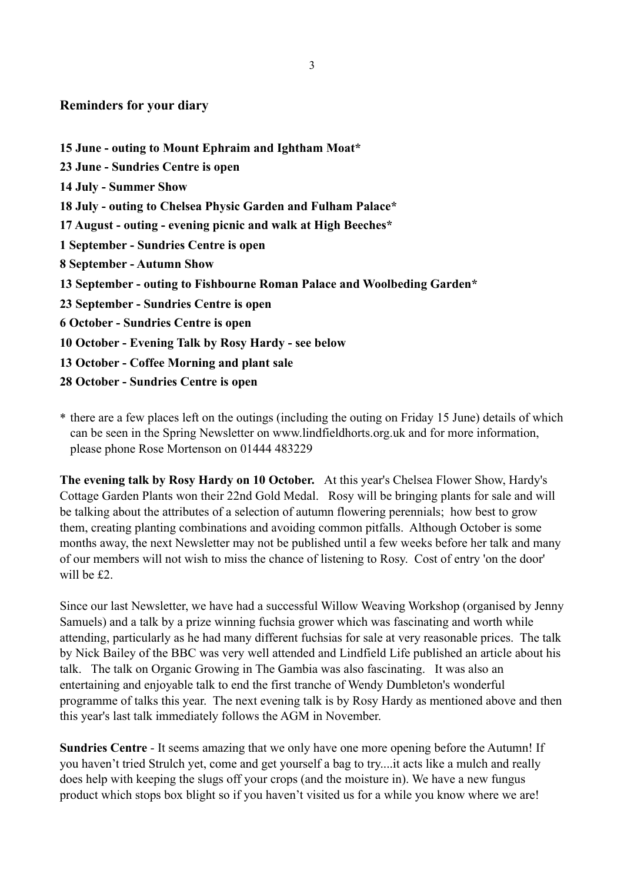## Reminders for your diary

**15 June - outing to Mount Ephraim and Ightham Moat***

**23 June - Sundries Centre is open**

**14 July - Summer Show**

**18 July - outing to Chelsea Physic Garden and Fulham Palace***

**17 August - outing - evening picnic and walk at High Beeches***

**1 September - Sundries Centre is open**

**8 September - Autumn Show**

**13 September - outing to Fishbourne Roman Palace and Woolbeding Garden***

**23 September - Sundries Centre is open**

**6 October - Sundries Centre is open**

**10 October - Evening Talk by Rosy Hardy - see below**

**13 October - Coffee Morning and plant sale**

**28 October - Sundries Centre is open**

\* there are a few places left on the outings (including the outing on Friday 15 June) details of which can be seen in the Spring Newsletter on www.lindfieldhorts.org.uk and for more information, please phone Rose Mortenson on 01444 483229

**The evening talk by Rosy Hardy on 10 October.** At this year's Chelsea Flower Show, Hardy's Cottage Garden Plants won their 22nd Gold Medal. Rosy will be bringing plants for sale and will be talking about the attributes of a selection of autumn flowering perennials; how best to grow them, creating planting combinations and avoiding common pitfalls. Although October is some months away, the next Newsletter may not be published until a few weeks before her talk and many of our members will not wish to miss the chance of listening to Rosy. Cost of entry 'on the door' will be £2.

Since our last Newsletter, we have had a successful Willow Weaving Workshop (organised by Jenny Samuels) and a talk by a prize winning fuchsia grower which was fascinating and worth while attending, particularly as he had many different fuchsias for sale at very reasonable prices. The talk by Nick Bailey of the BBC was very well attended and Lindfield Life published an article about his talk. The talk on Organic Growing in The Gambia was also fascinating. It was also an entertaining and enjoyable talk to end the first tranche of Wendy Dumbleton's wonderful programme of talks this year. The next evening talk is by Rosy Hardy as mentioned above and then this year's last talk immediately follows the AGM in November.

**Sundries Centre** - It seems amazing that we only have one more opening before the Autumn! If you haven't tried Strulch yet, come and get yourself a bag to try....it acts like a mulch and really does help with keeping the slugs off your crops (and the moisture in). We have a new fungus product which stops box blight so if you haven't visited us for a while you know where we are!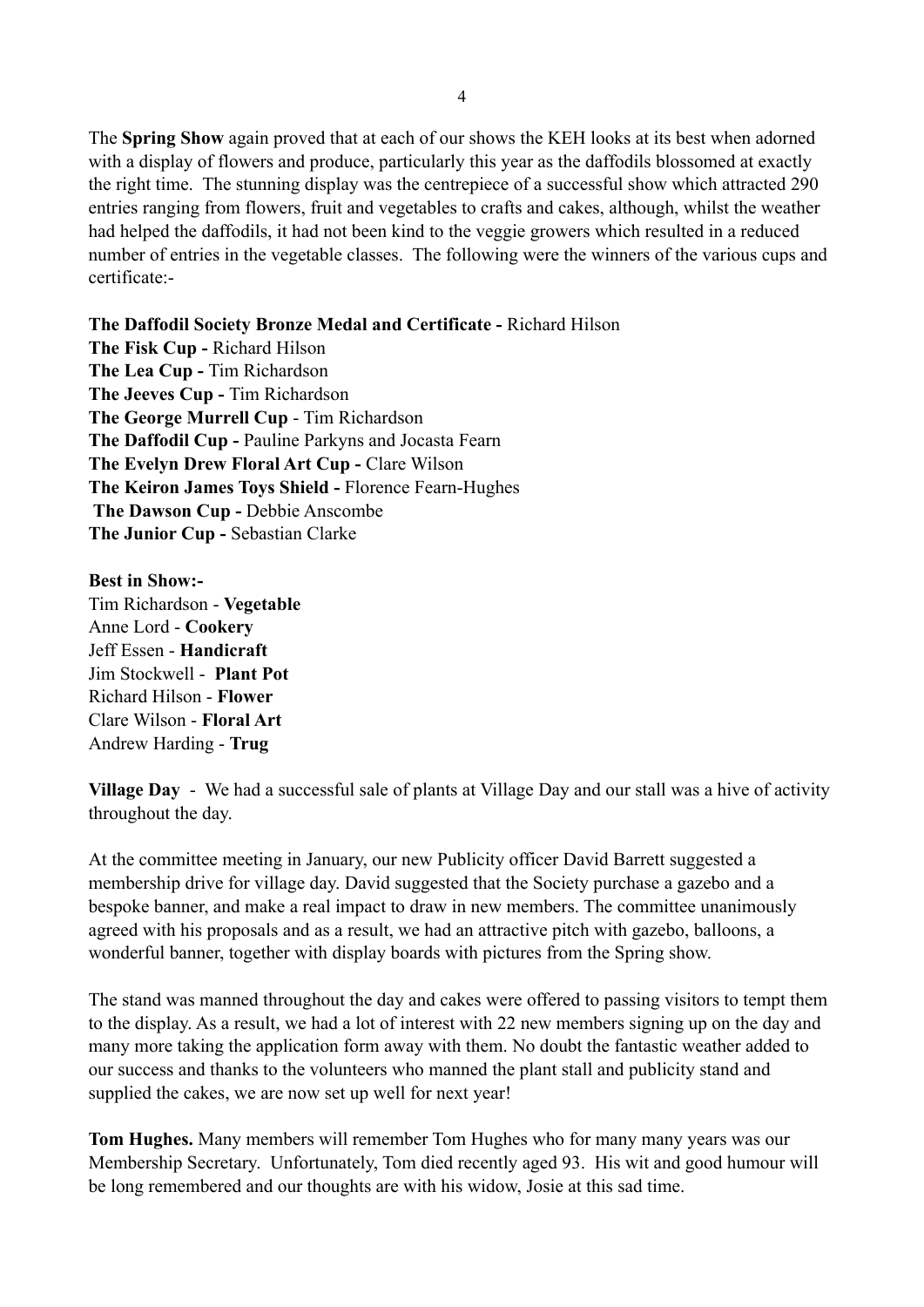The **Spring Show** again proved that at each of our shows the KEH looks at its best when adorned with a display of flowers and produce, particularly this year as the daffodils blossomed at exactly the right time. The stunning display was the centrepiece of a successful show which attracted 290 entries ranging from flowers, fruit and vegetables to crafts and cakes, although, whilst the weather had helped the daffodils, it had not been kind to the veggie growers which resulted in a reduced number of entries in the vegetable classes. The following were the winners of the various cups and certificate:-

**The Daffodil Society Bronze Medal and Certificate -** Richard Hilson
**The Fisk Cup -** Richard Hilson
**The Lea Cup -** Tim Richardson
**The Jeeves Cup -** Tim Richardson
**The George Murrell Cup** - Tim Richardson
**The Daffodil Cup -** Pauline Parkyns and Jocasta Fearn
**The Evelyn Drew Floral Art Cup -** Clare Wilson
**The Keiron James Toys Shield -** Florence Fearn-Hughes
**The Dawson Cup -** Debbie Anscombe
**The Junior Cup -** Sebastian Clarke

**Best in Show:-**
Tim Richardson - **Vegetable**
Anne Lord - **Cookery**
Jeff Essen - **Handicraft**
Jim Stockwell - **Plant Pot**
Richard Hilson - **Flower**
Clare Wilson - **Floral Art**
Andrew Harding - **Trug**

**Village Day** - We had a successful sale of plants at Village Day and our stall was a hive of activity throughout the day.

At the committee meeting in January, our new Publicity officer David Barrett suggested a membership drive for village day. David suggested that the Society purchase a gazebo and a bespoke banner, and make a real impact to draw in new members. The committee unanimously agreed with his proposals and as a result, we had an attractive pitch with gazebo, balloons, a wonderful banner, together with display boards with pictures from the Spring show.

The stand was manned throughout the day and cakes were offered to passing visitors to tempt them to the display. As a result, we had a lot of interest with 22 new members signing up on the day and many more taking the application form away with them. No doubt the fantastic weather added to our success and thanks to the volunteers who manned the plant stall and publicity stand and supplied the cakes, we are now set up well for next year!

**Tom Hughes.** Many members will remember Tom Hughes who for many many years was our Membership Secretary. Unfortunately, Tom died recently aged 93. His wit and good humour will be long remembered and our thoughts are with his widow, Josie at this sad time.